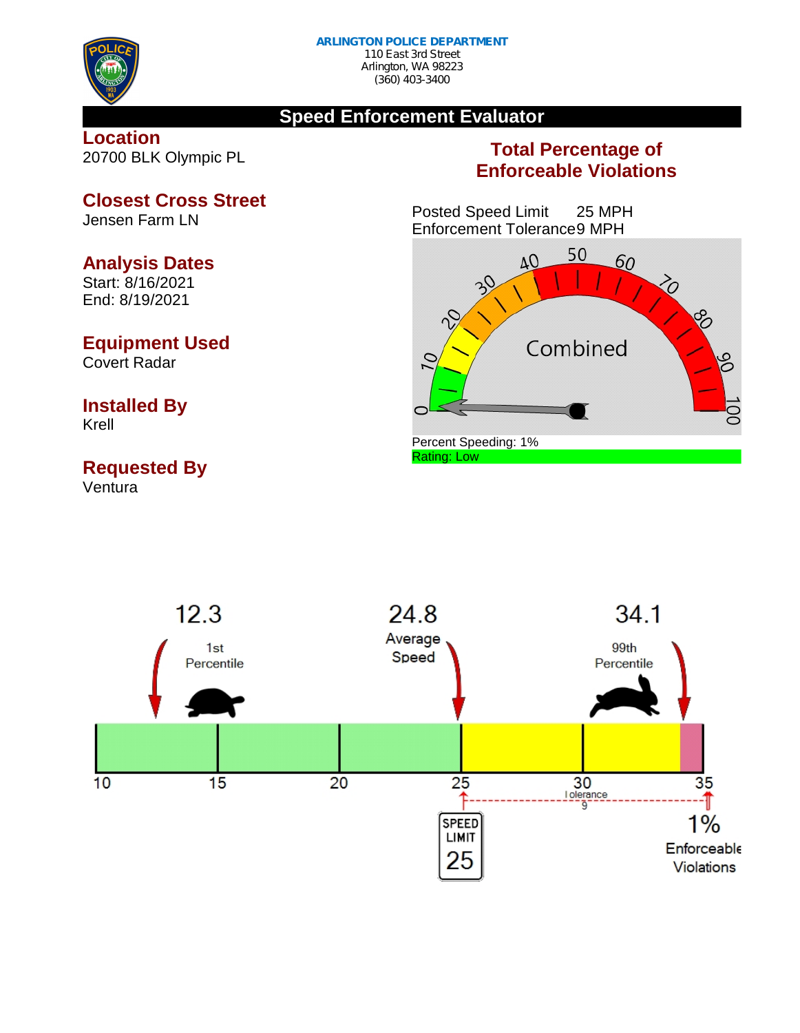**ARLINGTON POLICE DEPARTMENT**
110 East 3rd Street
Arlington, WA 98223
(360) 403-3400

# Speed Enforcement Evaluator

## Location
20700 BLK Olympic PL

## Closest Cross Street
Jensen Farm LN

## Analysis Dates
Start: 8/16/2021
End: 8/19/2021

## Equipment Used
Covert Radar

## Installed By
Krell

## Requested By
Ventura

## Total Percentage of Enforceable Violations

Posted Speed Limit 25 MPH
Enforcement Tolerance 9 MPH

Combined

Percent Speeding: 1%
Rating: Low

12.3
1st Percentile

24.8
Average Speed

34.1
99th Percentile

10 15 20 25 30 35

Tolerance 9

SPEED LIMIT 25

1%
Enforceable Violations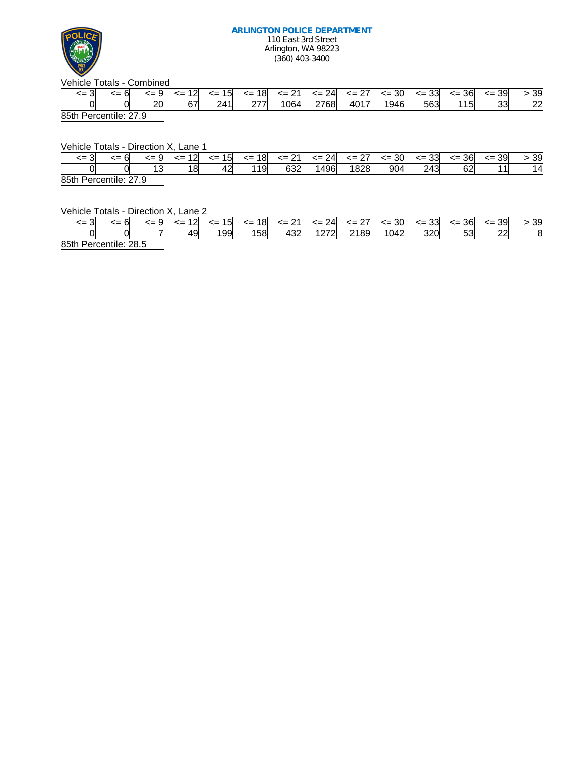**ARLINGTON POLICE DEPARTMENT**
110 East 3rd Street
Arlington, WA 98223
(360) 403-3400

Vehicle Totals - Combined

| <= 3 | <= 6 | <= 9 | <= 12 | <= 15 | <= 18 | <= 21 | <= 24 | <= 27 | <= 30 | <= 33 | <= 36 | <= 39 | > 39 |
|---|---|---|---|---|---|---|---|---|---|---|---|---|---|
| 0 | 0 | 20 | 67 | 241 | 277 | 1064 | 2768 | 4017 | 1946 | 563 | 115 | 33 | 22 |

85th Percentile: 27.9

Vehicle Totals - Direction X, Lane 1

| <= 3 | <= 6 | <= 9 | <= 12 | <= 15 | <= 18 | <= 21 | <= 24 | <= 27 | <= 30 | <= 33 | <= 36 | <= 39 | > 39 |
|---|---|---|---|---|---|---|---|---|---|---|---|---|---|
| 0 | 0 | 13 | 18 | 42 | 119 | 632 | 1496 | 1828 | 904 | 243 | 62 | 11 | 14 |

85th Percentile: 27.9

Vehicle Totals - Direction X, Lane 2

| <= 3 | <= 6 | <= 9 | <= 12 | <= 15 | <= 18 | <= 21 | <= 24 | <= 27 | <= 30 | <= 33 | <= 36 | <= 39 | > 39 |
|---|---|---|---|---|---|---|---|---|---|---|---|---|---|
| 0 | 0 | 7 | 49 | 199 | 158 | 432 | 1272 | 2189 | 1042 | 320 | 53 | 22 | 8 |

85th Percentile: 28.5